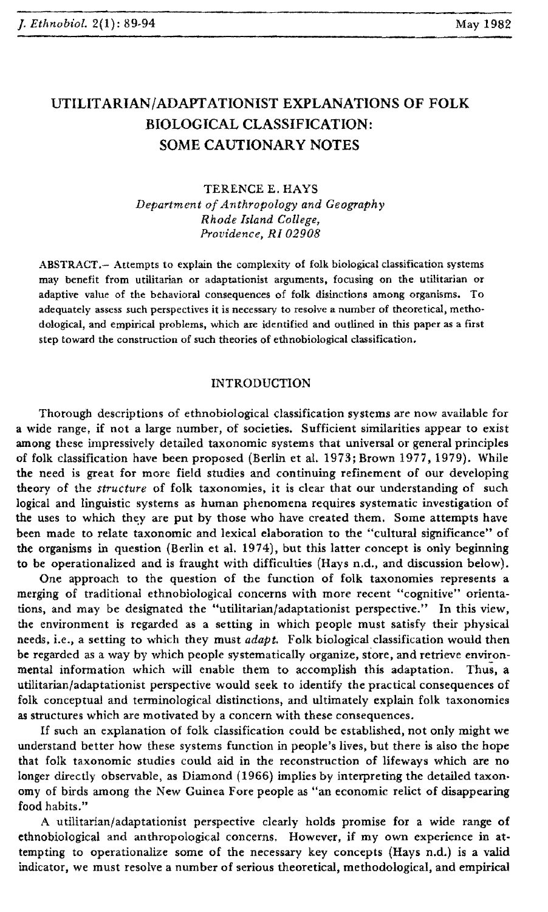# UTILITARIAN/ADAPTATIONIST EXPLANATIONS OF FOLK BIOLOGICAL CLASSIFICATION: SOME CAUTIONARY NOTES

TERENCE E. HAYS
*Department of Anthropology and Geography*
*Rhode Island College,*
*Providence, RI 02908*

ABSTRACT.– Attempts to explain the complexity of folk biological classification systems may benefit from utilitarian or adaptationist arguments, focusing on the utilitarian or adaptive value of the behavioral consequences of folk disinctions among organisms. To adequately assess such perspectives it is necessary to resolve a number of theoretical, methodological, and empirical problems, which are identified and outlined in this paper as a first step toward the construction of such theories of ethnobiological classification.

## INTRODUCTION

Thorough descriptions of ethnobiological classification systems are now available for a wide range, if not a large number, of societies. Sufficient similarities appear to exist among these impressively detailed taxonomic systems that universal or general principles of folk classification have been proposed (Berlin et al. 1973; Brown 1977, 1979). While the need is great for more field studies and continuing refinement of our developing theory of the *structure* of folk taxonomies, it is clear that our understanding of such logical and linguistic systems as human phenomena requires systematic investigation of the uses to which they are put by those who have created them. Some attempts have been made to relate taxonomic and lexical elaboration to the "cultural significance" of the organisms in question (Berlin et al. 1974), but this latter concept is only beginning to be operationalized and is fraught with difficulties (Hays n.d., and discussion below).

One approach to the question of the function of folk taxonomies represents a merging of traditional ethnobiological concerns with more recent "cognitive" orientations, and may be designated the "utilitarian/adaptationist perspective." In this view, the environment is regarded as a setting in which people must satisfy their physical needs, i.e., a setting to which they must *adapt.* Folk biological classification would then be regarded as a way by which people systematically organize, store, and retrieve environmental information which will enable them to accomplish this adaptation. Thus, a utilitarian/adaptationist perspective would seek to identify the practical consequences of folk conceptual and terminological distinctions, and ultimately explain folk taxonomies as structures which are motivated by a concern with these consequences.

If such an explanation of folk classification could be established, not only might we understand better how these systems function in people's lives, but there is also the hope that folk taxonomic studies could aid in the reconstruction of lifeways which are no longer directly observable, as Diamond (1966) implies by interpreting the detailed taxonomy of birds among the New Guinea Fore people as "an economic relict of disappearing food habits."

A utilitarian/adaptationist perspective clearly holds promise for a wide range of ethnobiological and anthropological concerns. However, if my own experience in attempting to operationalize some of the necessary key concepts (Hays n.d.) is a valid indicator, we must resolve a number of serious theoretical, methodological, and empirical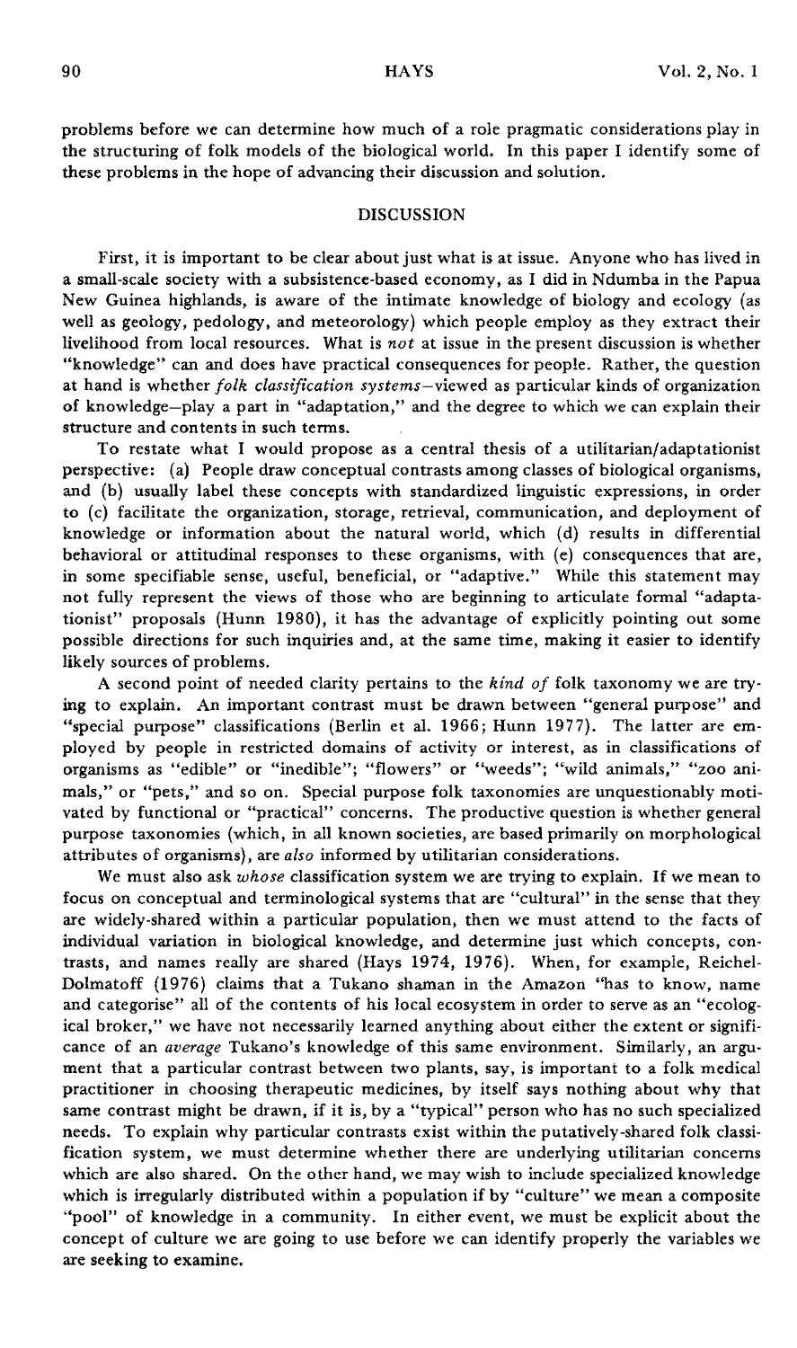problems before we can determine how much of a role pragmatic considerations play in the structuring of folk models of the biological world. In this paper I identify some of these problems in the hope of advancing their discussion and solution.

## DISCUSSION

First, it is important to be clear about just what is at issue. Anyone who has lived in a small-scale society with a subsistence-based economy, as I did in Ndumba in the Papua New Guinea highlands, is aware of the intimate knowledge of biology and ecology (as well as geology, pedology, and meteorology) which people employ as they extract their livelihood from local resources. What is *not* at issue in the present discussion is whether "knowledge" can and does have practical consequences for people. Rather, the question at hand is whether *folk classification systems*—viewed as particular kinds of organization of knowledge—play a part in "adaptation," and the degree to which we can explain their structure and contents in such terms.

To restate what I would propose as a central thesis of a utilitarian/adaptationist perspective: (a) People draw conceptual contrasts among classes of biological organisms, and (b) usually label these concepts with standardized linguistic expressions, in order to (c) facilitate the organization, storage, retrieval, communication, and deployment of knowledge or information about the natural world, which (d) results in differential behavioral or attitudinal responses to these organisms, with (e) consequences that are, in some specifiable sense, useful, beneficial, or "adaptive." While this statement may not fully represent the views of those who are beginning to articulate formal "adaptationist" proposals (Hunn 1980), it has the advantage of explicitly pointing out some possible directions for such inquiries and, at the same time, making it easier to identify likely sources of problems.

A second point of needed clarity pertains to the *kind of* folk taxonomy we are trying to explain. An important contrast must be drawn between "general purpose" and "special purpose" classifications (Berlin et al. 1966; Hunn 1977). The latter are employed by people in restricted domains of activity or interest, as in classifications of organisms as "edible" or "inedible"; "flowers" or "weeds"; "wild animals," "zoo animals," or "pets," and so on. Special purpose folk taxonomies are unquestionably motivated by functional or "practical" concerns. The productive question is whether general purpose taxonomies (which, in all known societies, are based primarily on morphological attributes of organisms), are *also* informed by utilitarian considerations.

We must also ask *whose* classification system we are trying to explain. If we mean to focus on conceptual and terminological systems that are "cultural" in the sense that they are widely-shared within a particular population, then we must attend to the facts of individual variation in biological knowledge, and determine just which concepts, contrasts, and names really are shared (Hays 1974, 1976). When, for example, Reichel-Dolmatoff (1976) claims that a Tukano shaman in the Amazon "has to know, name and categorise" all of the contents of his local ecosystem in order to serve as an "ecological broker," we have not necessarily learned anything about either the extent or significance of an *average* Tukano's knowledge of this same environment. Similarly, an argument that a particular contrast between two plants, say, is important to a folk medical practitioner in choosing therapeutic medicines, by itself says nothing about why that same contrast might be drawn, if it is, by a "typical" person who has no such specialized needs. To explain why particular contrasts exist within the putatively-shared folk classification system, we must determine whether there are underlying utilitarian concerns which are also shared. On the other hand, we may wish to include specialized knowledge which is irregularly distributed within a population if by "culture" we mean a composite "pool" of knowledge in a community. In either event, we must be explicit about the concept of culture we are going to use before we can identify properly the variables we are seeking to examine.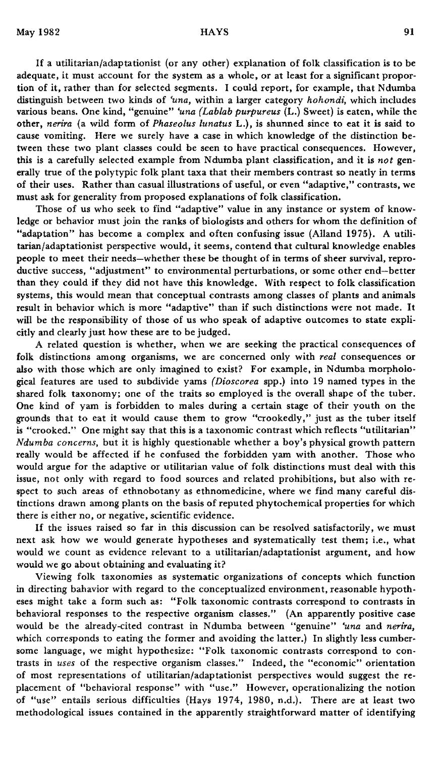If a utilitarian/adaptationist (or any other) explanation of folk classification is to be adequate, it must account for the system as a whole, or at least for a significant proportion of it, rather than for selected segments. I could report, for example, that Ndumba distinguish between two kinds of *'una*, within a larger category *hohondi*, which includes various beans. One kind, "genuine" *'una (Lablab purpureus* (L.) Sweet) is eaten, while the other, *nerira* (a wild form of *Phaseolus lunatus* L.), is shunned since to eat it is said to cause vomiting. Here we surely have a case in which knowledge of the distinction between these two plant classes could be seen to have practical consequences. However, this is a carefully selected example from Ndumba plant classification, and it is *not* generally true of the polytypic folk plant taxa that their members contrast so neatly in terms of their uses. Rather than casual illustrations of useful, or even "adaptive," contrasts, we must ask for generality from proposed explanations of folk classification.

Those of us who seek to find "adaptive" value in any instance or system of knowledge or behavior must join the ranks of biologists and others for whom the definition of "adaptation" has become a complex and often confusing issue (Alland 1975). A utilitarian/adaptationist perspective would, it seems, contend that cultural knowledge enables people to meet their needs—whether these be thought of in terms of sheer survival, reproductive success, "adjustment" to environmental perturbations, or some other end—better than they could if they did not have this knowledge. With respect to folk classification systems, this would mean that conceptual contrasts among classes of plants and animals result in behavior which is more "adaptive" than if such distinctions were not made. It will be the responsibility of those of us who speak of adaptive outcomes to state explicitly and clearly just how these are to be judged.

A related question is whether, when we are seeking the practical consequences of folk distinctions among organisms, we are concerned only with *real* consequences or also with those which are only imagined to exist? For example, in Ndumba morphological features are used to subdivide yams *(Dioscorea* spp.) into 19 named types in the shared folk taxonomy; one of the traits so employed is the overall shape of the tuber. One kind of yam is forbidden to males during a certain stage of their youth on the grounds that to eat it would cause them to grow "crookedly," just as the tuber itself is "crooked." One might say that this is a taxonomic contrast which reflects "utilitarian" *Ndumba concerns*, but it is highly questionable whether a boy's physical growth pattern really would be affected if he confused the forbidden yam with another. Those who would argue for the adaptive or utilitarian value of folk distinctions must deal with this issue, not only with regard to food sources and related prohibitions, but also with respect to such areas of ethnobotany as ethnomedicine, where we find many careful distinctions drawn among plants on the basis of reputed phytochemical properties for which there is either no, or negative, scientific evidence.

If the issues raised so far in this discussion can be resolved satisfactorily, we must next ask how we would generate hypotheses and systematically test them; i.e., what would we count as evidence relevant to a utilitarian/adaptationist argument, and how would we go about obtaining and evaluating it?

Viewing folk taxonomies as systematic organizations of concepts which function in directing bahavior with regard to the conceptualized environment, reasonable hypotheses might take a form such as: "Folk taxonomic contrasts correspond to contrasts in behavioral responses to the respective organism classes." (An apparently positive case would be the already-cited contrast in Ndumba between "genuine" *'una* and *nerira*, which corresponds to eating the former and avoiding the latter.) In slightly less cumbersome language, we might hypothesize: "Folk taxonomic contrasts correspond to contrasts in *uses* of the respective organism classes." Indeed, the "economic" orientation of most representations of utilitarian/adaptationist perspectives would suggest the replacement of "behavioral response" with "use." However, operationalizing the notion of "use" entails serious difficulties (Hays 1974, 1980, n.d.). There are at least two methodological issues contained in the apparently straightforward matter of identifying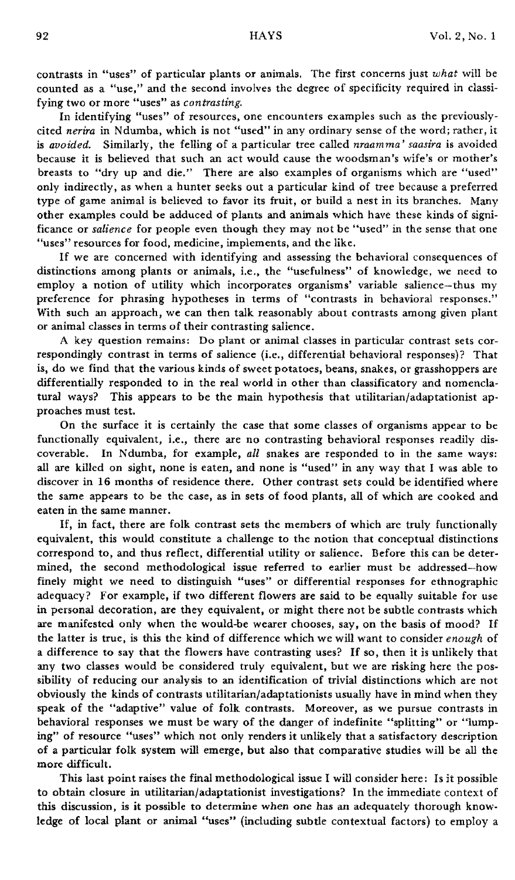contrasts in "uses" of particular plants or animals. The first concerns just *what* will be counted as a "use," and the second involves the degree of specificity required in classifying two or more "uses" as *contrasting.*

In identifying "uses" of resources, one encounters examples such as the previously-cited *nerira* in Ndumba, which is not "used" in any ordinary sense of the word; rather, it is *avoided.* Similarly, the felling of a particular tree called *nraamma' saasira* is avoided because it is believed that such an act would cause the woodsman's wife's or mother's breasts to "dry up and die." There are also examples of organisms which are "used" only indirectly, as when a hunter seeks out a particular kind of tree because a preferred type of game animal is believed to favor its fruit, or build a nest in its branches. Many other examples could be adduced of plants and animals which have these kinds of significance or *salience* for people even though they may not be "used" in the sense that one "uses" resources for food, medicine, implements, and the like.

If we are concerned with identifying and assessing the behavioral consequences of distinctions among plants or animals, i.e., the "usefulness" of knowledge, we need to employ a notion of utility which incorporates organisms' variable salience—thus my preference for phrasing hypotheses in terms of "contrasts in behavioral responses." With such an approach, we can then talk reasonably about contrasts among given plant or animal classes in terms of their contrasting salience.

A key question remains: Do plant or animal classes in particular contrast sets correspondingly contrast in terms of salience (i.e., differential behavioral responses)? That is, do we find that the various kinds of sweet potatoes, beans, snakes, or grasshoppers are differentially responded to in the real world in other than classificatory and nomenclatural ways? This appears to be the main hypothesis that utilitarian/adaptationist approaches must test.

On the surface it is certainly the case that some classes of organisms appear to be functionally equivalent, i.e., there are no contrasting behavioral responses readily discoverable. In Ndumba, for example, *all* snakes are responded to in the same ways: all are killed on sight, none is eaten, and none is "used" in any way that I was able to discover in 16 months of residence there. Other contrast sets could be identified where the same appears to be the case, as in sets of food plants, all of which are cooked and eaten in the same manner.

If, in fact, there are folk contrast sets the members of which are truly functionally equivalent, this would constitute a challenge to the notion that conceptual distinctions correspond to, and thus reflect, differential utility or salience. Before this can be determined, the second methodological issue referred to earlier must be addressed—how finely might we need to distinguish "uses" or differential responses for ethnographic adequacy? For example, if two different flowers are said to be equally suitable for use in personal decoration, are they equivalent, or might there not be subtle contrasts which are manifested only when the would-be wearer chooses, say, on the basis of mood? If the latter is true, is this the kind of difference which we will want to consider *enough* of a difference to say that the flowers have contrasting uses? If so, then it is unlikely that any two classes would be considered truly equivalent, but we are risking here the possibility of reducing our analysis to an identification of trivial distinctions which are not obviously the kinds of contrasts utilitarian/adaptationists usually have in mind when they speak of the "adaptive" value of folk contrasts. Moreover, as we pursue contrasts in behavioral responses we must be wary of the danger of indefinite "splitting" or "lumping" of resource "uses" which not only renders it unlikely that a satisfactory description of a particular folk system will emerge, but also that comparative studies will be all the more difficult.

This last point raises the final methodological issue I will consider here: Is it possible to obtain closure in utilitarian/adaptationist investigations? In the immediate context of this discussion, is it possible to determine when one has an adequately thorough knowledge of local plant or animal "uses" (including subtle contextual factors) to employ a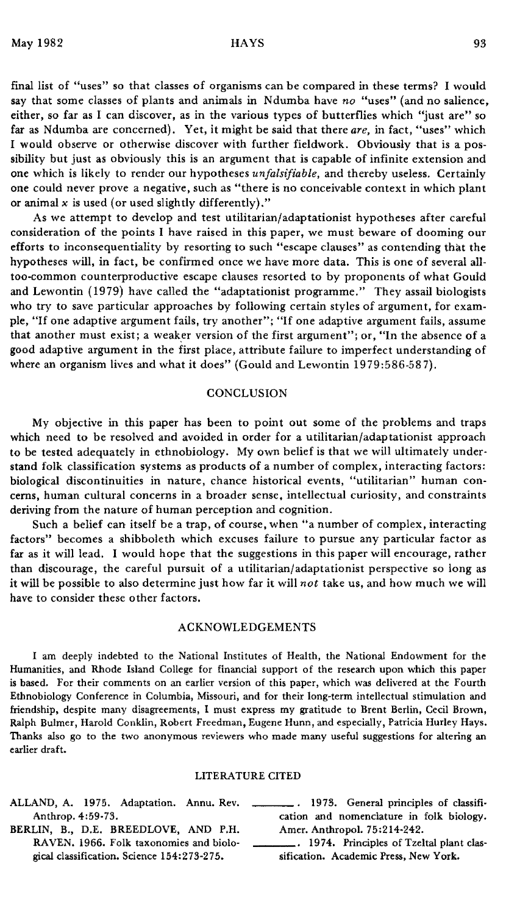final list of "uses" so that classes of organisms can be compared in these terms? I would say that some classes of plants and animals in Ndumba have *no* "uses" (and no salience, either, so far as I can discover, as in the various types of butterflies which "just are" so far as Ndumba are concerned). Yet, it might be said that there *are*, in fact, "uses" which I would observe or otherwise discover with further fieldwork. Obviously that is a possibility but just as obviously this is an argument that is capable of infinite extension and one which is likely to render our hypotheses *unfalsifiable*, and thereby useless. Certainly one could never prove a negative, such as "there is no conceivable context in which plant or animal *x* is used (or used slightly differently)."

As we attempt to develop and test utilitarian/adaptationist hypotheses after careful consideration of the points I have raised in this paper, we must beware of dooming our efforts to inconsequentiality by resorting to such "escape clauses" as contending that the hypotheses will, in fact, be confirmed once we have more data. This is one of several all-too-common counterproductive escape clauses resorted to by proponents of what Gould and Lewontin (1979) have called the "adaptationist programme." They assail biologists who try to save particular approaches by following certain styles of argument, for example, "If one adaptive argument fails, try another"; "If one adaptive argument fails, assume that another must exist; a weaker version of the first argument"; or, "In the absence of a good adaptive argument in the first place, attribute failure to imperfect understanding of where an organism lives and what it does" (Gould and Lewontin 1979:586-587).

## CONCLUSION

My objective in this paper has been to point out some of the problems and traps which need to be resolved and avoided in order for a utilitarian/adaptationist approach to be tested adequately in ethnobiology. My own belief is that we will ultimately understand folk classification systems as products of a number of complex, interacting factors: biological discontinuities in nature, chance historical events, "utilitarian" human concerns, human cultural concerns in a broader sense, intellectual curiosity, and constraints deriving from the nature of human perception and cognition.

Such a belief can itself be a trap, of course, when "a number of complex, interacting factors" becomes a shibboleth which excuses failure to pursue any particular factor as far as it will lead. I would hope that the suggestions in this paper will encourage, rather than discourage, the careful pursuit of a utilitarian/adaptationist perspective so long as it will be possible to also determine just how far it will *not* take us, and how much we will have to consider these other factors.

## ACKNOWLEDGEMENTS

I am deeply indebted to the National Institutes of Health, the National Endowment for the Humanities, and Rhode Island College for financial support of the research upon which this paper is based. For their comments on an earlier version of this paper, which was delivered at the Fourth Ethnobiology Conference in Columbia, Missouri, and for their long-term intellectual stimulation and friendship, despite many disagreements, I must express my gratitude to Brent Berlin, Cecil Brown, Ralph Bulmer, Harold Conklin, Robert Freedman, Eugene Hunn, and especially, Patricia Hurley Hays. Thanks also go to the two anonymous reviewers who made many useful suggestions for altering an earlier draft.

## LITERATURE CITED

ALLAND, A. 1975. Adaptation. Annu. Rev. Anthrop. 4:59-73.

BERLIN, B., D.E. BREEDLOVE, AND P.H. RAVEN. 1966. Folk taxonomies and biological classification. Science 154:273-275.

———. 1973. General principles of classification and nomenclature in folk biology. Amer. Anthropol. 75:214-242.

———. 1974. Principles of Tzeltal plant classification. Academic Press, New York.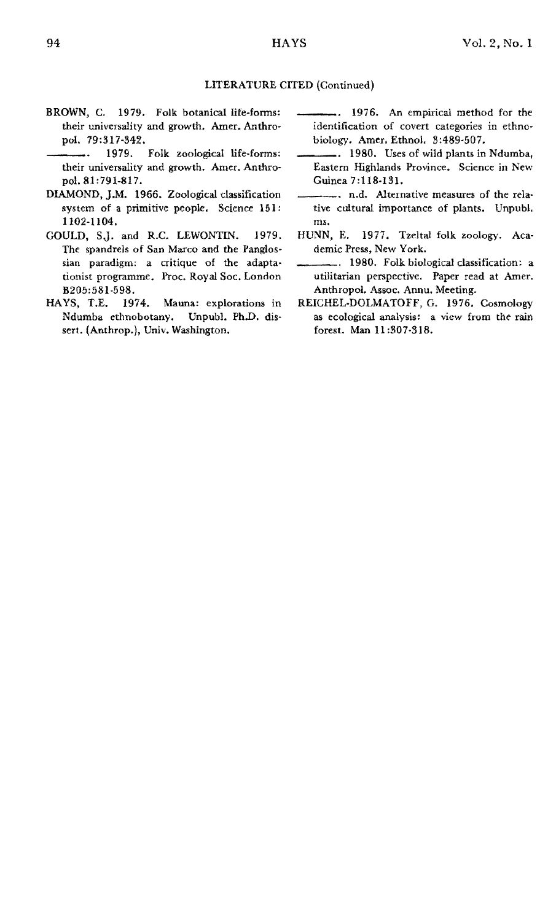LITERATURE CITED (Continued)

BROWN, C. 1979. Folk botanical life-forms: their universality and growth. Amer. Anthropol. 79:317-342.

———. 1979. Folk zoological life-forms: their universality and growth. Amer. Anthropol. 81:791-817.

DIAMOND, J.M. 1966. Zoological classification system of a primitive people. Science 151: 1102-1104.

GOULD, S.J. and R.C. LEWONTIN. 1979. The spandrels of San Marco and the Panglossian paradigm: a critique of the adaptationist programme. Proc. Royal Soc. London B205:581-598.

HAYS, T.E. 1974. Mauna: explorations in Ndumba ethnobotany. Unpubl. Ph.D. dissert. (Anthrop.), Univ. Washington.

———. 1976. An empirical method for the identification of covert categories in ethnobiology. Amer. Ethnol. 3:489-507.

———. 1980. Uses of wild plants in Ndumba, Eastern Highlands Province. Science in New Guinea 7:118-131.

———. n.d. Alternative measures of the relative cultural importance of plants. Unpubl. ms.

HUNN, E. 1977. Tzeltal folk zoology. Academic Press, New York.

———. 1980. Folk biological classification: a utilitarian perspective. Paper read at Amer. Anthropol. Assoc. Annu. Meeting.

REICHEL-DOLMATOFF, G. 1976. Cosmology as ecological analysis: a view from the rain forest. Man 11:307-318.